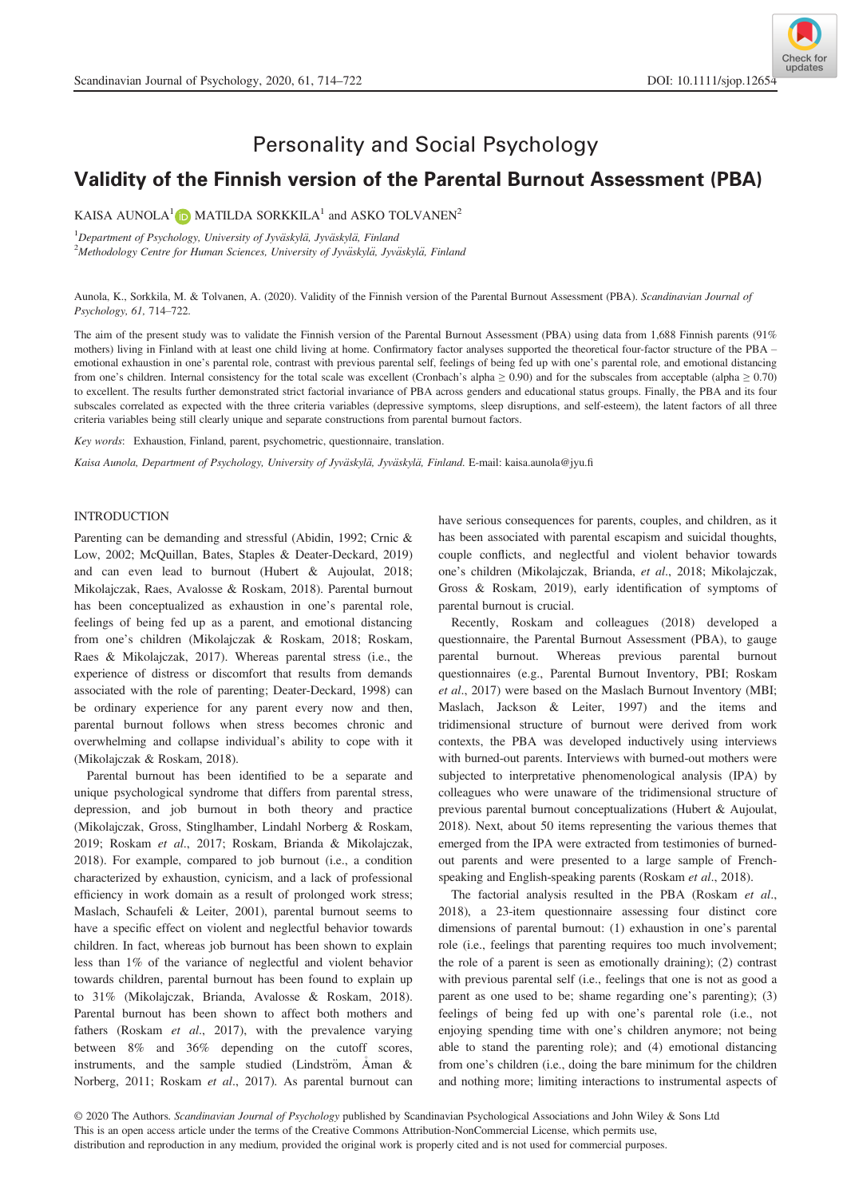Personality and Social Psychology

# Validity of the Finnish version of the Parental Burnout Assessment (PBA)

KAISA AUNOLA[1] MATILDA SORKKILA[1] and ASKO TOLVANEN[2]

[1]*Department of Psychology, University of Jyväskylä, Jyväskylä, Finland*

[2]*Methodology Centre for Human Sciences, University of Jyväskylä, Jyväskylä, Finland*

Aunola, K., Sorkkila, M. & Tolvanen, A. (2020). Validity of the Finnish version of the Parental Burnout Assessment (PBA). *Scandinavian Journal of Psychology, 61*, 714–722.

The aim of the present study was to validate the Finnish version of the Parental Burnout Assessment (PBA) using data from 1,688 Finnish parents (91% mothers) living in Finland with at least one child living at home. Confirmatory factor analyses supported the theoretical four-factor structure of the PBA – emotional exhaustion in one's parental role, contrast with previous parental self, feelings of being fed up with one's parental role, and emotional distancing from one's children. Internal consistency for the total scale was excellent (Cronbach's alpha ≥ 0.90) and for the subscales from acceptable (alpha ≥ 0.70) to excellent. The results further demonstrated strict factorial invariance of PBA across genders and educational status groups. Finally, the PBA and its four subscales correlated as expected with the three criteria variables (depressive symptoms, sleep disruptions, and self-esteem), the latent factors of all three criteria variables being still clearly unique and separate constructions from parental burnout factors.

*Key words*: Exhaustion, Finland, parent, psychometric, questionnaire, translation.

*Kaisa Aunola, Department of Psychology, University of Jyväskylä, Jyväskylä, Finland. E-mail: kaisa.aunola@jyu.fi*

## INTRODUCTION

Parenting can be demanding and stressful (Abidin, 1992; Crnic & Low, 2002; McQuillan, Bates, Staples & Deater-Deckard, 2019) and can even lead to burnout (Hubert & Aujoulat, 2018; Mikolajczak, Raes, Avalosse & Roskam, 2018). Parental burnout has been conceptualized as exhaustion in one's parental role, feelings of being fed up as a parent, and emotional distancing from one's children (Mikolajczak & Roskam, 2018; Roskam, Raes & Mikolajczak, 2017). Whereas parental stress (i.e., the experience of distress or discomfort that results from demands associated with the role of parenting; Deater-Deckard, 1998) can be ordinary experience for any parent every now and then, parental burnout follows when stress becomes chronic and overwhelming and collapse individual's ability to cope with it (Mikolajczak & Roskam, 2018).

Parental burnout has been identified to be a separate and unique psychological syndrome that differs from parental stress, depression, and job burnout in both theory and practice (Mikolajczak, Gross, Stinglhamber, Lindahl Norberg & Roskam, 2019; Roskam *et al.*, 2017; Roskam, Brianda & Mikolajczak, 2018). For example, compared to job burnout (i.e., a condition characterized by exhaustion, cynicism, and a lack of professional efficiency in work domain as a result of prolonged work stress; Maslach, Schaufeli & Leiter, 2001), parental burnout seems to have a specific effect on violent and neglectful behavior towards children. In fact, whereas job burnout has been shown to explain less than 1% of the variance of neglectful and violent behavior towards children, parental burnout has been found to explain up to 31% (Mikolajczak, Brianda, Avalosse & Roskam, 2018). Parental burnout has been shown to affect both mothers and fathers (Roskam *et al.*, 2017), with the prevalence varying between 8% and 36% depending on the cutoff scores, instruments, and the sample studied (Lindström, Åman & Norberg, 2011; Roskam *et al.*, 2017). As parental burnout can have serious consequences for parents, couples, and children, as it has been associated with parental escapism and suicidal thoughts, couple conflicts, and neglectful and violent behavior towards one's children (Mikolajczak, Brianda, *et al.*, 2018; Mikolajczak, Gross & Roskam, 2019), early identification of symptoms of parental burnout is crucial.

Recently, Roskam and colleagues (2018) developed a questionnaire, the Parental Burnout Assessment (PBA), to gauge parental burnout. Whereas previous parental burnout questionnaires (e.g., Parental Burnout Inventory, PBI; Roskam *et al.*, 2017) were based on the Maslach Burnout Inventory (MBI; Maslach, Jackson & Leiter, 1997) and the items and tridimensional structure of burnout were derived from work contexts, the PBA was developed inductively using interviews with burned-out parents. Interviews with burned-out mothers were subjected to interpretative phenomenological analysis (IPA) by colleagues who were unaware of the tridimensional structure of previous parental burnout conceptualizations (Hubert & Aujoulat, 2018). Next, about 50 items representing the various themes that emerged from the IPA were extracted from testimonies of burned-out parents and were presented to a large sample of French-speaking and English-speaking parents (Roskam *et al.*, 2018).

The factorial analysis resulted in the PBA (Roskam *et al.*, 2018), a 23-item questionnaire assessing four distinct core dimensions of parental burnout: (1) exhaustion in one's parental role (i.e., feelings that parenting requires too much involvement; the role of a parent is seen as emotionally draining); (2) contrast with previous parental self (i.e., feelings that one is not as good a parent as one used to be; shame regarding one's parenting); (3) feelings of being fed up with one's parental role (i.e., not enjoying spending time with one's children anymore; not being able to stand the parenting role); and (4) emotional distancing from one's children (i.e., doing the bare minimum for the children and nothing more; limiting interactions to instrumental aspects of

© 2020 The Authors. *Scandinavian Journal of Psychology* published by Scandinavian Psychological Associations and John Wiley & Sons Ltd
This is an open access article under the terms of the Creative Commons Attribution-NonCommercial License, which permits use, distribution and reproduction in any medium, provided the original work is properly cited and is not used for commercial purposes.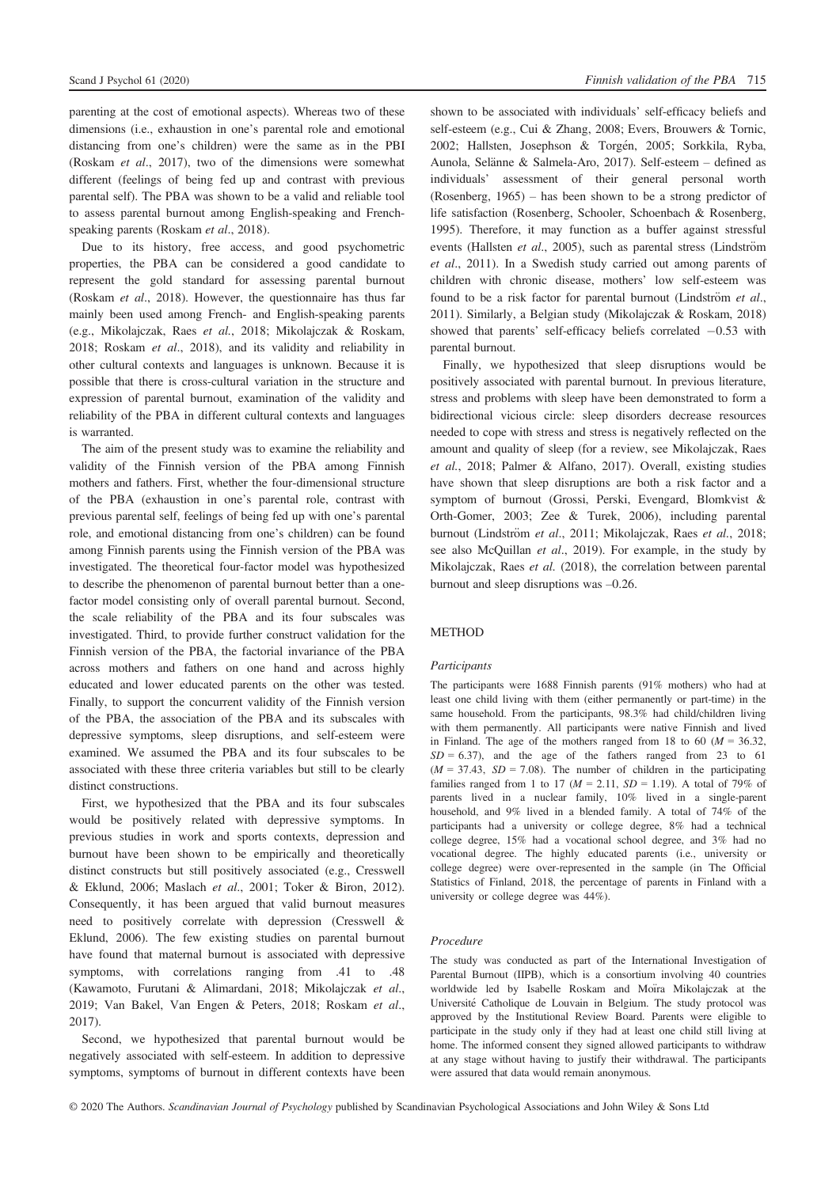parenting at the cost of emotional aspects). Whereas two of these dimensions (i.e., exhaustion in one's parental role and emotional distancing from one's children) were the same as in the PBI (Roskam *et al*., 2017), two of the dimensions were somewhat different (feelings of being fed up and contrast with previous parental self). The PBA was shown to be a valid and reliable tool to assess parental burnout among English-speaking and French-speaking parents (Roskam *et al*., 2018).

Due to its history, free access, and good psychometric properties, the PBA can be considered a good candidate to represent the gold standard for assessing parental burnout (Roskam *et al*., 2018). However, the questionnaire has thus far mainly been used among French- and English-speaking parents (e.g., Mikolajczak, Raes *et al*., 2018; Mikolajczak & Roskam, 2018; Roskam *et al*., 2018), and its validity and reliability in other cultural contexts and languages is unknown. Because it is possible that there is cross-cultural variation in the structure and expression of parental burnout, examination of the validity and reliability of the PBA in different cultural contexts and languages is warranted.

The aim of the present study was to examine the reliability and validity of the Finnish version of the PBA among Finnish mothers and fathers. First, whether the four-dimensional structure of the PBA (exhaustion in one's parental role, contrast with previous parental self, feelings of being fed up with one's parental role, and emotional distancing from one's children) can be found among Finnish parents using the Finnish version of the PBA was investigated. The theoretical four-factor model was hypothesized to describe the phenomenon of parental burnout better than a one-factor model consisting only of overall parental burnout. Second, the scale reliability of the PBA and its four subscales was investigated. Third, to provide further construct validation for the Finnish version of the PBA, the factorial invariance of the PBA across mothers and fathers on one hand and across highly educated and lower educated parents on the other was tested. Finally, to support the concurrent validity of the Finnish version of the PBA, the association of the PBA and its subscales with depressive symptoms, sleep disruptions, and self-esteem were examined. We assumed the PBA and its four subscales to be associated with these three criteria variables but still to be clearly distinct constructions.

First, we hypothesized that the PBA and its four subscales would be positively related with depressive symptoms. In previous studies in work and sports contexts, depression and burnout have been shown to be empirically and theoretically distinct constructs but still positively associated (e.g., Cresswell & Eklund, 2006; Maslach *et al*., 2001; Toker & Biron, 2012). Consequently, it has been argued that valid burnout measures need to positively correlate with depression (Cresswell & Eklund, 2006). The few existing studies on parental burnout have found that maternal burnout is associated with depressive symptoms, with correlations ranging from .41 to .48 (Kawamoto, Furutani & Alimardani, 2018; Mikolajczak *et al*., 2019; Van Bakel, Van Engen & Peters, 2018; Roskam *et al*., 2017).

Second, we hypothesized that parental burnout would be negatively associated with self-esteem. In addition to depressive symptoms, symptoms of burnout in different contexts have been shown to be associated with individuals' self-efficacy beliefs and self-esteem (e.g., Cui & Zhang, 2008; Evers, Brouwers & Tornic, 2002; Hallsten, Josephson & Torgén, 2005; Sorkkila, Ryba, Aunola, Selänne & Salmela-Aro, 2017). Self-esteem – defined as individuals' assessment of their general personal worth (Rosenberg, 1965) – has been shown to be a strong predictor of life satisfaction (Rosenberg, Schooler, Schoenbach & Rosenberg, 1995). Therefore, it may function as a buffer against stressful events (Hallsten *et al*., 2005), such as parental stress (Lindström *et al*., 2011). In a Swedish study carried out among parents of children with chronic disease, mothers' low self-esteem was found to be a risk factor for parental burnout (Lindström *et al*., 2011). Similarly, a Belgian study (Mikolajczak & Roskam, 2018) showed that parents' self-efficacy beliefs correlated −0.53 with parental burnout.

Finally, we hypothesized that sleep disruptions would be positively associated with parental burnout. In previous literature, stress and problems with sleep have been demonstrated to form a bidirectional vicious circle: sleep disorders decrease resources needed to cope with stress and stress is negatively reflected on the amount and quality of sleep (for a review, see Mikolajczak, Raes *et al*., 2018; Palmer & Alfano, 2017). Overall, existing studies have shown that sleep disruptions are both a risk factor and a symptom of burnout (Grossi, Perski, Evengard, Blomkvist & Orth-Gomer, 2003; Zee & Turek, 2006), including parental burnout (Lindström *et al*., 2011; Mikolajczak, Raes *et al*., 2018; see also McQuillan *et al*., 2019). For example, in the study by Mikolajczak, Raes *et al*. (2018), the correlation between parental burnout and sleep disruptions was –0.26.

## METHOD

### *Participants*

The participants were 1688 Finnish parents (91% mothers) who had at least one child living with them (either permanently or part-time) in the same household. From the participants, 98.3% had child/children living with them permanently. All participants were native Finnish and lived in Finland. The age of the mothers ranged from 18 to 60 ($M = 36.32$, $SD = 6.37$), and the age of the fathers ranged from 23 to 61 ($M = 37.43$, $SD = 7.08$). The number of children in the participating families ranged from 1 to 17 ($M = 2.11$, $SD = 1.19$). A total of 79% of parents lived in a nuclear family, 10% lived in a single-parent household, and 9% lived in a blended family. A total of 74% of the participants had a university or college degree, 8% had a technical college degree, 15% had a vocational school degree, and 3% had no vocational degree. The highly educated parents (i.e., university or college degree) were over-represented in the sample (in The Official Statistics of Finland, 2018, the percentage of parents in Finland with a university or college degree was 44%).

### *Procedure*

The study was conducted as part of the International Investigation of Parental Burnout (IIPB), which is a consortium involving 40 countries worldwide led by Isabelle Roskam and Moïra Mikolajczak at the Université Catholique de Louvain in Belgium. The study protocol was approved by the Institutional Review Board. Parents were eligible to participate in the study only if they had at least one child still living at home. The informed consent they signed allowed participants to withdraw at any stage without having to justify their withdrawal. The participants were assured that data would remain anonymous.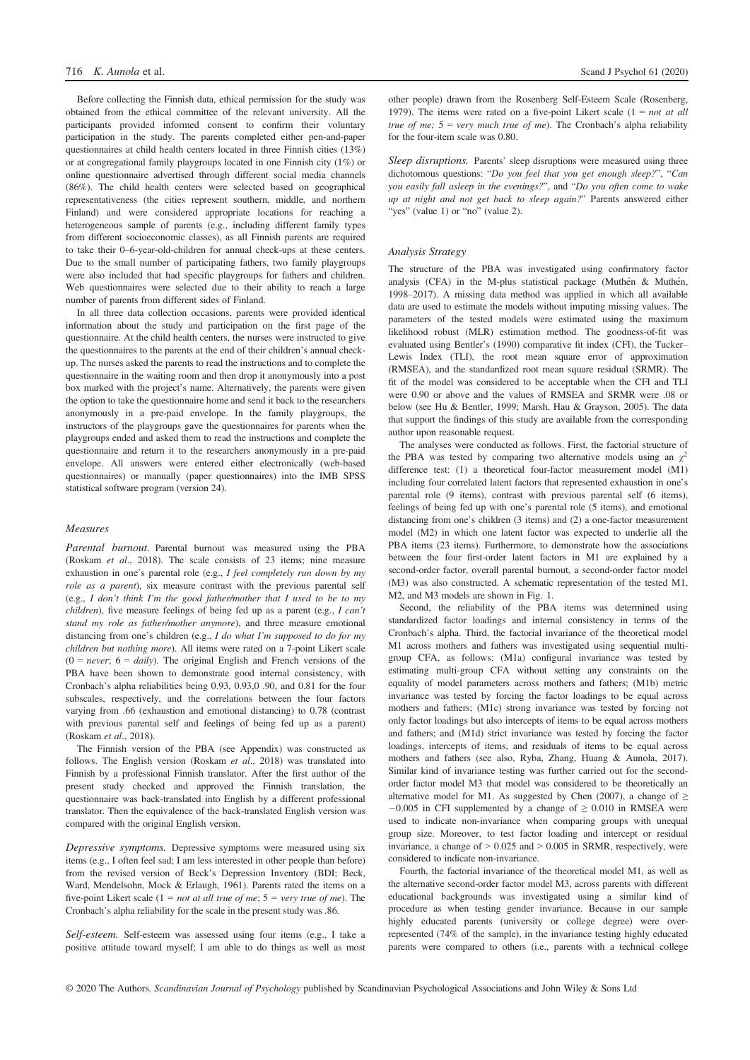Before collecting the Finnish data, ethical permission for the study was obtained from the ethical committee of the relevant university. All the participants provided informed consent to confirm their voluntary participation in the study. The parents completed either pen-and-paper questionnaires at child health centers located in three Finnish cities (13%) or at congregational family playgroups located in one Finnish city (1%) or online questionnaire advertised through different social media channels (86%). The child health centers were selected based on geographical representativeness (the cities represent southern, middle, and northern Finland) and were considered appropriate locations for reaching a heterogeneous sample of parents (e.g., including different family types from different socioeconomic classes), as all Finnish parents are required to take their 0–6-year-old-children for annual check-ups at these centers. Due to the small number of participating fathers, two family playgroups were also included that had specific playgroups for fathers and children. Web questionnaires were selected due to their ability to reach a large number of parents from different sides of Finland.

In all three data collection occasions, parents were provided identical information about the study and participation on the first page of the questionnaire. At the child health centers, the nurses were instructed to give the questionnaires to the parents at the end of their children's annual check-up. The nurses asked the parents to read the instructions and to complete the questionnaire in the waiting room and then drop it anonymously into a post box marked with the project's name. Alternatively, the parents were given the option to take the questionnaire home and send it back to the researchers anonymously in a pre-paid envelope. In the family playgroups, the instructors of the playgroups gave the questionnaires for parents when the playgroups ended and asked them to read the instructions and complete the questionnaire and return it to the researchers anonymously in a pre-paid envelope. All answers were entered either electronically (web-based questionnaires) or manually (paper questionnaires) into the IMB SPSS statistical software program (version 24).

### Measures

*Parental burnout.* Parental burnout was measured using the PBA (Roskam *et al*., 2018). The scale consists of 23 items; nine measure exhaustion in one's parental role (e.g., *I feel completely run down by my role as a parent*), six measure contrast with the previous parental self (e.g., *I don't think I'm the good father/mother that I used to be to my children*), five measure feelings of being fed up as a parent (e.g., *I can't stand my role as father/mother anymore*), and three measure emotional distancing from one's children (e.g., *I do what I'm supposed to do for my children but nothing more*). All items were rated on a 7-point Likert scale (0 = *never*; 6 = *daily*). The original English and French versions of the PBA have been shown to demonstrate good internal consistency, with Cronbach's alpha reliabilities being 0.93, 0.93,0 .90, and 0.81 for the four subscales, respectively, and the correlations between the four factors varying from .66 (exhaustion and emotional distancing) to 0.78 (contrast with previous parental self and feelings of being fed up as a parent) (Roskam *et al*., 2018).

The Finnish version of the PBA (see Appendix) was constructed as follows. The English version (Roskam *et al*., 2018) was translated into Finnish by a professional Finnish translator. After the first author of the present study checked and approved the Finnish translation, the questionnaire was back-translated into English by a different professional translator. Then the equivalence of the back-translated English version was compared with the original English version.

*Depressive symptoms.* Depressive symptoms were measured using six items (e.g., I often feel sad; I am less interested in other people than before) from the revised version of Beck's Depression Inventory (BDI; Beck, Ward, Mendelsohn, Mock & Erlaugh, 1961). Parents rated the items on a five-point Likert scale (1 = *not at all true of me*; 5 = *very true of me*). The Cronbach's alpha reliability for the scale in the present study was .86.

*Self-esteem.* Self-esteem was assessed using four items (e.g., I take a positive attitude toward myself; I am able to do things as well as most other people) drawn from the Rosenberg Self-Esteem Scale (Rosenberg, 1979). The items were rated on a five-point Likert scale (1 = *not at all true of me;* 5 = *very much true of me*). The Cronbach's alpha reliability for the four-item scale was 0.80.

*Sleep disruptions.* Parents' sleep disruptions were measured using three dichotomous questions: "*Do you feel that you get enough sleep?*", "*Can you easily fall asleep in the evenings?*", and "*Do you often come to wake up at night and not get back to sleep again?*" Parents answered either "yes" (value 1) or "no" (value 2).

### Analysis Strategy

The structure of the PBA was investigated using confirmatory factor analysis (CFA) in the M-plus statistical package (Muthén & Muthén, 1998–2017). A missing data method was applied in which all available data are used to estimate the models without imputing missing values. The parameters of the tested models were estimated using the maximum likelihood robust (MLR) estimation method. The goodness-of-fit was evaluated using Bentler's (1990) comparative fit index (CFI), the Tucker–Lewis Index (TLI), the root mean square error of approximation (RMSEA), and the standardized root mean square residual (SRMR). The fit of the model was considered to be acceptable when the CFI and TLI were 0.90 or above and the values of RMSEA and SRMR were .08 or below (see Hu & Bentler, 1999; Marsh, Hau & Grayson, 2005). The data that support the findings of this study are available from the corresponding author upon reasonable request.

The analyses were conducted as follows. First, the factorial structure of the PBA was tested by comparing two alternative models using an $\chi^2$ difference test: (1) a theoretical four-factor measurement model (M1) including four correlated latent factors that represented exhaustion in one's parental role (9 items), contrast with previous parental self (6 items), feelings of being fed up with one's parental role (5 items), and emotional distancing from one's children (3 items) and (2) a one-factor measurement model (M2) in which one latent factor was expected to underlie all the PBA items (23 items). Furthermore, to demonstrate how the associations between the four first-order latent factors in M1 are explained by a second-order factor, overall parental burnout, a second-order factor model (M3) was also constructed. A schematic representation of the tested M1, M2, and M3 models are shown in Fig. 1.

Second, the reliability of the PBA items was determined using standardized factor loadings and internal consistency in terms of the Cronbach's alpha. Third, the factorial invariance of the theoretical model M1 across mothers and fathers was investigated using sequential multi-group CFA, as follows: (M1a) configural invariance was tested by estimating multi-group CFA without setting any constraints on the equality of model parameters across mothers and fathers; (M1b) metric invariance was tested by forcing the factor loadings to be equal across mothers and fathers; (M1c) strong invariance was tested by forcing not only factor loadings but also intercepts of items to be equal across mothers and fathers; and (M1d) strict invariance was tested by forcing the factor loadings, intercepts of items, and residuals of items to be equal across mothers and fathers (see also, Ryba, Zhang, Huang & Aunola, 2017). Similar kind of invariance testing was further carried out for the second-order factor model M3 that model was considered to be theoretically an alternative model for M1. As suggested by Chen (2007), a change of $\geq -0.005$ in CFI supplemented by a change of $\geq 0.010$ in RMSEA were used to indicate non-invariance when comparing groups with unequal group size. Moreover, to test factor loading and intercept or residual invariance, a change of $> 0.025$ and $> 0.005$ in SRMR, respectively, were considered to indicate non-invariance.

Fourth, the factorial invariance of the theoretical model M1, as well as the alternative second-order factor model M3, across parents with different educational backgrounds was investigated using a similar kind of procedure as when testing gender invariance. Because in our sample highly educated parents (university or college degree) were over-represented (74% of the sample), in the invariance testing highly educated parents were compared to others (i.e., parents with a technical college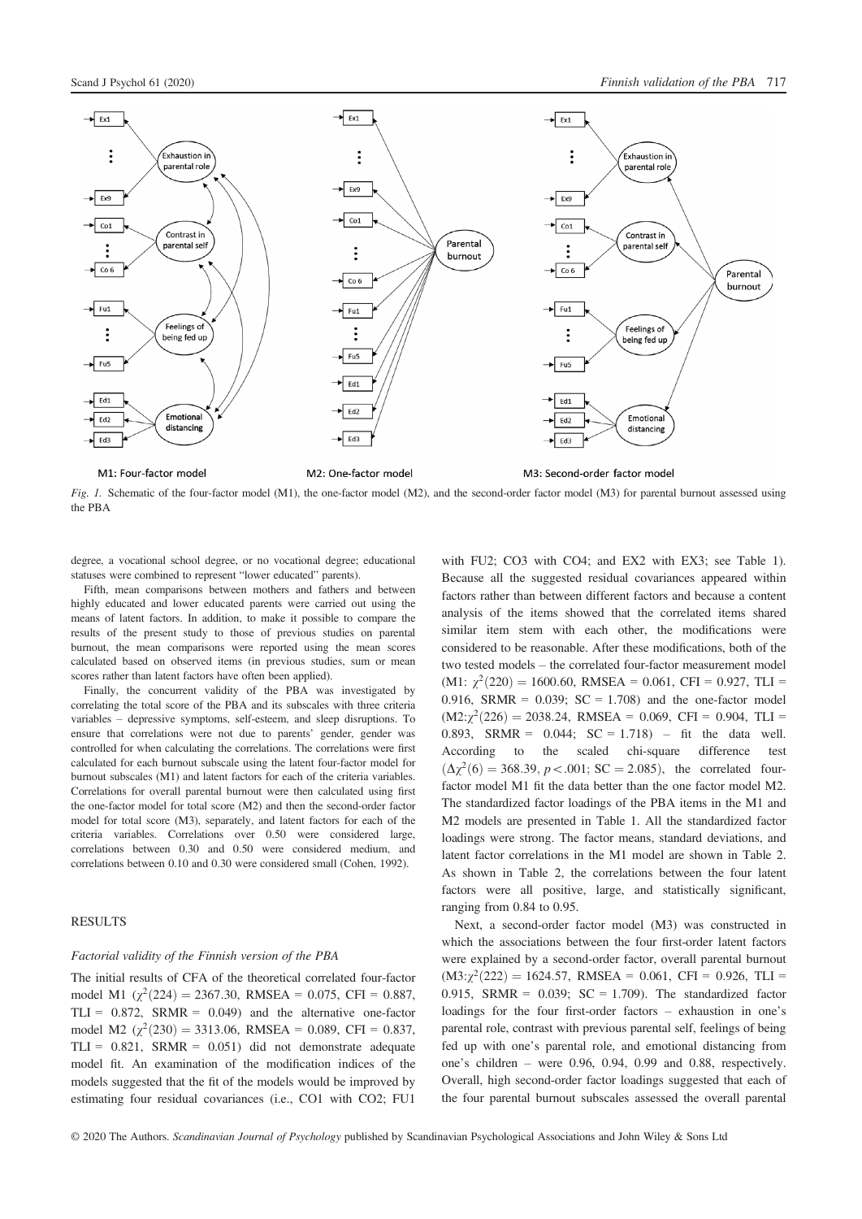*Fig. 1.* Schematic of the four-factor model (M1), the one-factor model (M2), and the second-order factor model (M3) for parental burnout assessed using the PBA

degree, a vocational school degree, or no vocational degree; educational statuses were combined to represent "lower educated" parents).

Fifth, mean comparisons between mothers and fathers and between highly educated and lower educated parents were carried out using the means of latent factors. In addition, to make it possible to compare the results of the present study to those of previous studies on parental burnout, the mean comparisons were reported using the mean scores calculated based on observed items (in previous studies, sum or mean scores rather than latent factors have often been applied).

Finally, the concurrent validity of the PBA was investigated by correlating the total score of the PBA and its subscales with three criteria variables – depressive symptoms, self-esteem, and sleep disruptions. To ensure that correlations were not due to parents' gender, gender was controlled for when calculating the correlations. The correlations were first calculated for each burnout subscale using the latent four-factor model for burnout subscales (M1) and latent factors for each of the criteria variables. Correlations for overall parental burnout were then calculated using first the one-factor model for total score (M2) and then the second-order factor model for total score (M3), separately, and latent factors for each of the criteria variables. Correlations over 0.50 were considered large, correlations between 0.30 and 0.50 were considered medium, and correlations between 0.10 and 0.30 were considered small (Cohen, 1992).

## RESULTS

### *Factorial validity of the Finnish version of the PBA*

The initial results of CFA of the theoretical correlated four-factor model M1 ($\chi^2(224) = 2367.30$, RMSEA = 0.075, CFI = 0.887, TLI = 0.872, SRMR = 0.049) and the alternative one-factor model M2 ($\chi^2(230) = 3313.06$, RMSEA = 0.089, CFI = 0.837, TLI = 0.821, SRMR = 0.051) did not demonstrate adequate model fit. An examination of the modification indices of the models suggested that the fit of the models would be improved by estimating four residual covariances (i.e., CO1 with CO2; FU1 with FU2; CO3 with CO4; and EX2 with EX3; see Table 1). Because all the suggested residual covariances appeared within factors rather than between different factors and because a content analysis of the items showed that the correlated items shared similar item stem with each other, the modifications were considered to be reasonable. After these modifications, both of the two tested models – the correlated four-factor measurement model (M1: $\chi^2(220) = 1600.60$, RMSEA = 0.061, CFI = 0.927, TLI = 0.916, SRMR = 0.039; SC = 1.708) and the one-factor model (M2: $\chi^2(226) = 2038.24$, RMSEA = 0.069, CFI = 0.904, TLI = 0.893, SRMR = 0.044; SC = 1.718) – fit the data well. According to the scaled chi-square difference test ($\Delta\chi^2(6) = 368.39$, $p < .001$; SC = 2.085), the correlated four-factor model M1 fit the data better than the one factor model M2. The standardized factor loadings of the PBA items in the M1 and M2 models are presented in Table 1. All the standardized factor loadings were strong. The factor means, standard deviations, and latent factor correlations in the M1 model are shown in Table 2. As shown in Table 2, the correlations between the four latent factors were all positive, large, and statistically significant, ranging from 0.84 to 0.95.

Next, a second-order factor model (M3) was constructed in which the associations between the four first-order latent factors were explained by a second-order factor, overall parental burnout (M3: $\chi^2(222) = 1624.57$, RMSEA = 0.061, CFI = 0.926, TLI = 0.915, SRMR = 0.039; SC = 1.709). The standardized factor loadings for the four first-order factors – exhaustion in one's parental role, contrast with previous parental self, feelings of being fed up with one's parental role, and emotional distancing from one's children – were 0.96, 0.94, 0.99 and 0.88, respectively. Overall, high second-order factor loadings suggested that each of the four parental burnout subscales assessed the overall parental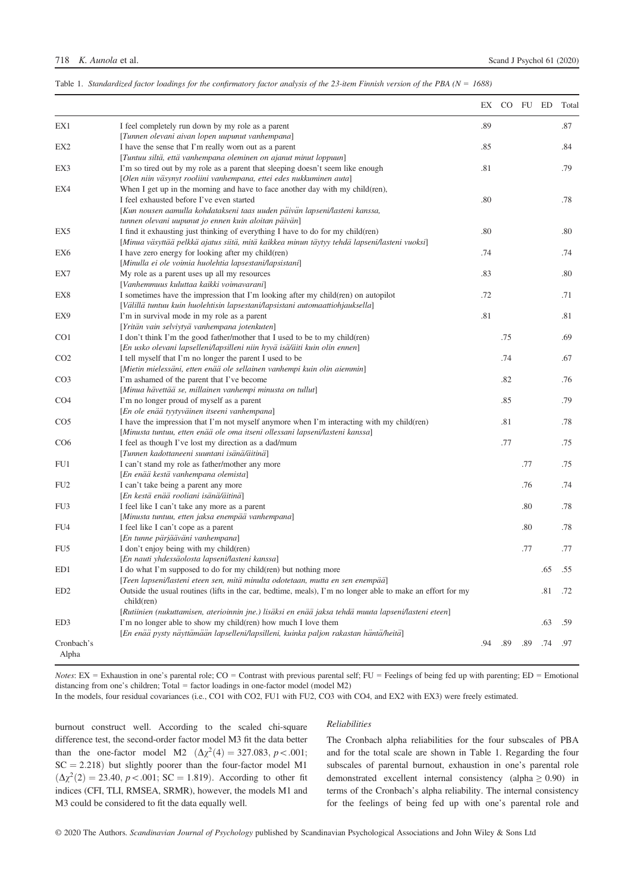Table 1. *Standardized factor loadings for the confirmatory factor analysis of the 23-item Finnish version of the PBA (N = 1688)*

| | | EX | CO | FU | ED | Total |
|---|---|---|---|---|---|---|
| EX1 | I feel completely run down by my role as a parent [*Tunnen olevani aivan lopen uupunut vanhempana*] | .89 | | | | .87 |
| EX2 | I have the sense that I'm really worn out as a parent [*Tuntuu siltä, että vanhempana oleminen on ajanut minut loppuun*] | .85 | | | | .84 |
| EX3 | I'm so tired out by my role as a parent that sleeping doesn't seem like enough [*Olen niin väsynyt rooliini vanhempana, ettei edes nukkuminen auta*] | .81 | | | | .79 |
| EX4 | When I get up in the morning and have to face another day with my child(ren), I feel exhausted before I've even started [*Kun nousen aamulla kohdatakseni taas uuden päivän lapseni/lasteni kanssa, tunnen olevani uupunut jo ennen kuin aloitan päivän*] | .80 | | | | .78 |
| EX5 | I find it exhausting just thinking of everything I have to do for my child(ren) [*Minua väsyttää pelkkä ajatus siitä, mitä kaikkea minun täytyy tehdä lapseni/lasteni vuoksi*] | .80 | | | | .80 |
| EX6 | I have zero energy for looking after my child(ren) [*Minulla ei ole voimia huolehtia lapsestani/lapsistani*] | .74 | | | | .74 |
| EX7 | My role as a parent uses up all my resources [*Vanhemmuus kuluttaa kaikki voimavarani*] | .83 | | | | .80 |
| EX8 | I sometimes have the impression that I'm looking after my child(ren) on autopilot [*Välillä tuntuu kuin huolehtisin lapsestani/lapsistani automaattiohjauksella*] | .72 | | | | .71 |
| EX9 | I'm in survival mode in my role as a parent [*Yritän vain selviytyä vanhempana jotenkuten*] | .81 | | | | .81 |
| CO1 | I don't think I'm the good father/mother that I used to be to my child(ren) [*En usko olevani lapselleni/lapsilleni niin hyvä isä/äiti kuin olin ennen*] | | .75 | | | .69 |
| CO2 | I tell myself that I'm no longer the parent I used to be [*Mietin mielessäni, etten enää ole sellainen vanhempi kuin olin aiemmin*] | | .74 | | | .67 |
| CO3 | I'm ashamed of the parent that I've become [*Minua hävettää se, millainen vanhempi minusta on tullut*] | | .82 | | | .76 |
| CO4 | I'm no longer proud of myself as a parent [*En ole enää tyytyväinen itseeni vanhempana*] | | .85 | | | .79 |
| CO5 | I have the impression that I'm not myself anymore when I'm interacting with my child(ren) [*Minusta tuntuu, etten enää ole oma itseni ollessani lapseni/lasteni kanssa*] | | .81 | | | .78 |
| CO6 | I feel as though I've lost my direction as a dad/mum [*Tunnen kadottaneeni suuntani isänä/äitinä*] | | .77 | | | .75 |
| FU1 | I can't stand my role as father/mother any more [*En enää kestä vanhempana olemista*] | | | .77 | | .75 |
| FU2 | I can't take being a parent any more [*En kestä enää rooliani isänä/äitinä*] | | | .76 | | .74 |
| FU3 | I feel like I can't take any more as a parent [*Minusta tuntuu, etten jaksa enempää vanhempana*] | | | .80 | | .78 |
| FU4 | I feel like I can't cope as a parent [*En tunne pärjääväni vanhempana*] | | | .80 | | .78 |
| FU5 | I don't enjoy being with my child(ren) [*En nauti yhdessäolosta lapseni/lasteni kanssa*] | | | .77 | | .77 |
| ED1 | I do what I'm supposed to do for my child(ren) but nothing more [*Teen lapseni/lasteni eteen sen, mitä minulta odotetaan, mutta en sen enempää*] | | | | .65 | .55 |
| ED2 | Outside the usual routines (lifts in the car, bedtime, meals), I'm no longer able to make an effort for my child(ren) [*Rutiinien (nukuttamisen, aterioinnin jne.) lisäksi en enää jaksa tehdä muuta lapseni/lasteni eteen*] | | | | .81 | .72 |
| ED3 | I'm no longer able to show my child(ren) how much I love them [*En enää pysty näyttämään lapselleni/lapsilleni, kuinka paljon rakastan häntä/heitä*] | | | | .63 | .59 |
| Cronbach's Alpha | | .94 | .89 | .89 | .74 | .97 |

*Notes*: EX = Exhaustion in one's parental role; CO = Contrast with previous parental self; FU = Feelings of being fed up with parenting; ED = Emotional distancing from one's children; Total = factor loadings in one-factor model (model M2)
In the models, four residual covariances (i.e., CO1 with CO2, FU1 with FU2, CO3 with CO4, and EX2 with EX3) were freely estimated.

burnout construct well. According to the scaled chi-square difference test, the second-order factor model M3 fit the data better than the one-factor model M2 ($\Delta\chi^2(4) = 327.083$, $p < .001$; SC = 2.218) but slightly poorer than the four-factor model M1 ($\Delta\chi^2(2) = 23.40$, $p < .001$; SC = 1.819). According to other fit indices (CFI, TLI, RMSEA, SRMR), however, the models M1 and M3 could be considered to fit the data equally well.

### *Reliabilities*

The Cronbach alpha reliabilities for the four subscales of PBA and for the total scale are shown in Table 1. Regarding the four subscales of parental burnout, exhaustion in one's parental role demonstrated excellent internal consistency (alpha ≥ 0.90) in terms of the Cronbach's alpha reliability. The internal consistency for the feelings of being fed up with one's parental role and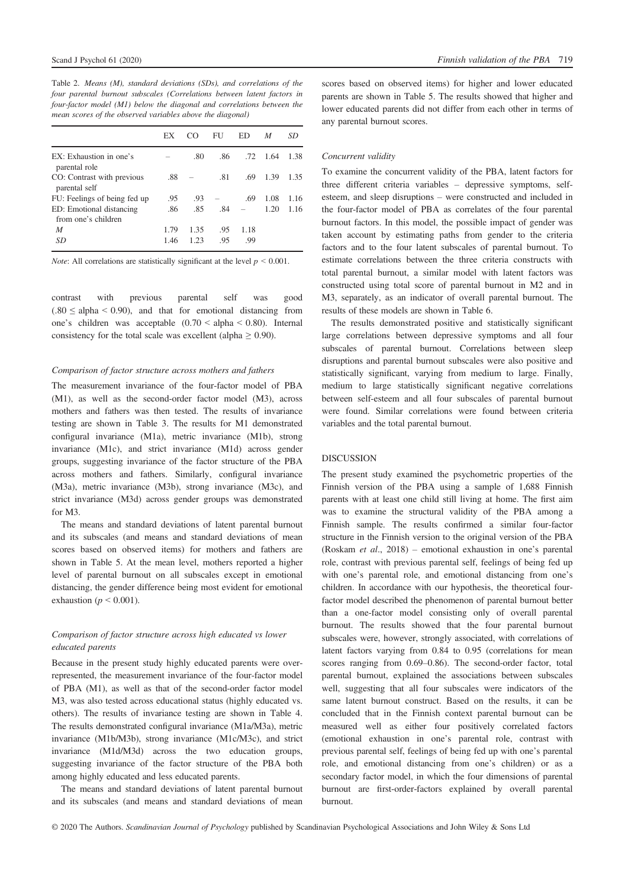Table 2. *Means (M), standard deviations (SDs), and correlations of the four parental burnout subscales (Correlations between latent factors in four-factor model (M1) below the diagonal and correlations between the mean scores of the observed variables above the diagonal)*

| | EX | CO | FU | ED | *M* | *SD* |
|---|---|---|---|---|---|---|
| EX: Exhaustion in one's parental role | – | .80 | .86 | .72 | 1.64 | 1.38 |
| CO: Contrast with previous parental self | .88 | – | .81 | .69 | 1.39 | 1.35 |
| FU: Feelings of being fed up | .95 | .93 | – | .69 | 1.08 | 1.16 |
| ED: Emotional distancing from one's children | .86 | .85 | .84 | – | 1.20 | 1.16 |
| *M* | 1.79 | 1.35 | .95 | 1.18 | | |
| *SD* | 1.46 | 1.23 | .95 | .99 | | |

*Note*: All correlations are statistically significant at the level $p < 0.001$.

contrast with previous parental self was good ($.80 \leq$ alpha $< 0.90$), and that for emotional distancing from one's children was acceptable ($0.70 <$ alpha $< 0.80$). Internal consistency for the total scale was excellent (alpha $\geq 0.90$).

### Comparison of factor structure across mothers and fathers

The measurement invariance of the four-factor model of PBA (M1), as well as the second-order factor model (M3), across mothers and fathers was then tested. The results of invariance testing are shown in Table 3. The results for M1 demonstrated configural invariance (M1a), metric invariance (M1b), strong invariance (M1c), and strict invariance (M1d) across gender groups, suggesting invariance of the factor structure of the PBA across mothers and fathers. Similarly, configural invariance (M3a), metric invariance (M3b), strong invariance (M3c), and strict invariance (M3d) across gender groups was demonstrated for M3.

The means and standard deviations of latent parental burnout and its subscales (and means and standard deviations of mean scores based on observed items) for mothers and fathers are shown in Table 5. At the mean level, mothers reported a higher level of parental burnout on all subscales except in emotional distancing, the gender difference being most evident for emotional exhaustion ($p < 0.001$).

### Comparison of factor structure across high educated vs lower educated parents

Because in the present study highly educated parents were over-represented, the measurement invariance of the four-factor model of PBA (M1), as well as that of the second-order factor model M3, was also tested across educational status (highly educated vs. others). The results of invariance testing are shown in Table 4. The results demonstrated configural invariance (M1a/M3a), metric invariance (M1b/M3b), strong invariance (M1c/M3c), and strict invariance (M1d/M3d) across the two education groups, suggesting invariance of the factor structure of the PBA both among highly educated and less educated parents.

The means and standard deviations of latent parental burnout and its subscales (and means and standard deviations of mean scores based on observed items) for higher and lower educated parents are shown in Table 5. The results showed that higher and lower educated parents did not differ from each other in terms of any parental burnout scores.

### Concurrent validity

To examine the concurrent validity of the PBA, latent factors for three different criteria variables – depressive symptoms, self-esteem, and sleep disruptions – were constructed and included in the four-factor model of PBA as correlates of the four parental burnout factors. In this model, the possible impact of gender was taken account by estimating paths from gender to the criteria factors and to the four latent subscales of parental burnout. To estimate correlations between the three criteria constructs with total parental burnout, a similar model with latent factors was constructed using total score of parental burnout in M2 and in M3, separately, as an indicator of overall parental burnout. The results of these models are shown in Table 6.

The results demonstrated positive and statistically significant large correlations between depressive symptoms and all four subscales of parental burnout. Correlations between sleep disruptions and parental burnout subscales were also positive and statistically significant, varying from medium to large. Finally, medium to large statistically significant negative correlations between self-esteem and all four subscales of parental burnout were found. Similar correlations were found between criteria variables and the total parental burnout.

## DISCUSSION

The present study examined the psychometric properties of the Finnish version of the PBA using a sample of 1,688 Finnish parents with at least one child still living at home. The first aim was to examine the structural validity of the PBA among a Finnish sample. The results confirmed a similar four-factor structure in the Finnish version to the original version of the PBA (Roskam *et al*., 2018) – emotional exhaustion in one's parental role, contrast with previous parental self, feelings of being fed up with one's parental role, and emotional distancing from one's children. In accordance with our hypothesis, the theoretical four-factor model described the phenomenon of parental burnout better than a one-factor model consisting only of overall parental burnout. The results showed that the four parental burnout subscales were, however, strongly associated, with correlations of latent factors varying from 0.84 to 0.95 (correlations for mean scores ranging from 0.69–0.86). The second-order factor, total parental burnout, explained the associations between subscales well, suggesting that all four subscales were indicators of the same latent burnout construct. Based on the results, it can be concluded that in the Finnish context parental burnout can be measured well as either four positively correlated factors (emotional exhaustion in one's parental role, contrast with previous parental self, feelings of being fed up with one's parental role, and emotional distancing from one's children) or as a secondary factor model, in which the four dimensions of parental burnout are first-order-factors explained by overall parental burnout.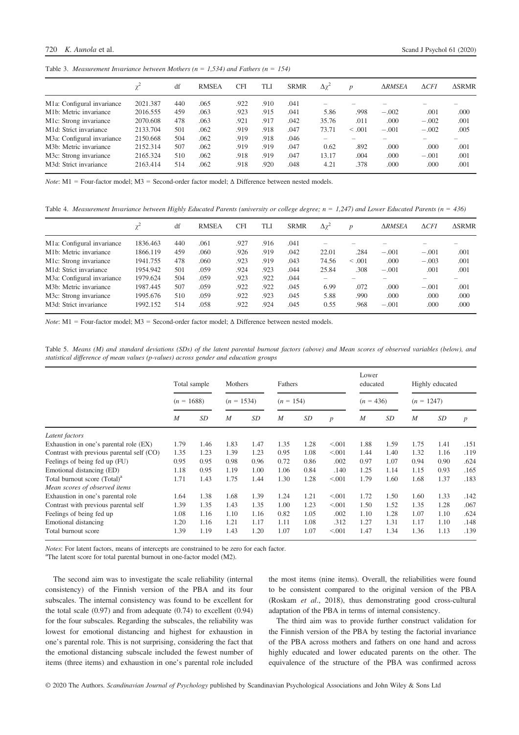Table 3. *Measurement Invariance between Mothers ($n$ = 1,534) and Fathers ($n$ = 154)*

| | $\chi^2$ | df | RMSEA | CFI | TLI | SRMR | $\Delta\chi^2$ | $p$ | ΔRMSEA | ΔCFI | ΔSRMR |
|---|---|---|---|---|---|---|---|---|---|---|---|
| M1a: Configural invariance | 2021.387 | 440 | .065 | .922 | .910 | .041 | – | – | – | – | – |
| M1b: Metric invariance | 2016.555 | 459 | .063 | .923 | .915 | .041 | 5.86 | .998 | −.002 | .001 | .000 |
| M1c: Strong invariance | 2070.608 | 478 | .063 | .921 | .917 | .042 | 35.76 | .011 | .000 | −.002 | .001 |
| M1d: Strict invariance | 2133.704 | 501 | .062 | .919 | .918 | .047 | 73.71 | < .001 | −.001 | −.002 | .005 |
| M3a: Configural invariance | 2150.668 | 504 | .062 | .919 | .918 | .046 | – | – | – | – | – |
| M3b: Metric invariance | 2152.314 | 507 | .062 | .919 | .919 | .047 | 0.62 | .892 | .000 | .000 | .001 |
| M3c: Strong invariance | 2165.324 | 510 | .062 | .918 | .919 | .047 | 13.17 | .004 | .000 | −.001 | .001 |
| M3d: Strict invariance | 2163.414 | 514 | .062 | .918 | .920 | .048 | 4.21 | .378 | .000 | .000 | .001 |

*Note*: M1 = Four-factor model; M3 = Second-order factor model; Δ Difference between nested models.

Table 4. *Measurement Invariance between Highly Educated Parents (university or college degree; $n$ = 1,247) and Lower Educated Parents ($n$ = 436)*

| | $\chi^2$ | df | RMSEA | CFI | TLI | SRMR | $\Delta\chi^2$ | $p$ | ΔRMSEA | ΔCFI | ΔSRMR |
|---|---|---|---|---|---|---|---|---|---|---|---|
| M1a: Configural invariance | 1836.463 | 440 | .061 | .927 | .916 | .041 | – | – | – | – | – |
| M1b: Metric invariance | 1866.119 | 459 | .060 | .926 | .919 | .042 | 22.01 | .284 | −.001 | −.001 | .001 |
| M1c: Strong invariance | 1941.755 | 478 | .060 | .923 | .919 | .043 | 74.56 | < .001 | .000 | −.003 | .001 |
| M1d: Strict invariance | 1954.942 | 501 | .059 | .924 | .923 | .044 | 25.84 | .308 | −.001 | .001 | .001 |
| M3a: Configural invariance | 1979.624 | 504 | .059 | .923 | .922 | .044 | – | – | – | – | – |
| M3b: Metric invariance | 1987.445 | 507 | .059 | .922 | .922 | .045 | 6.99 | .072 | .000 | −.001 | .001 |
| M3c: Strong invariance | 1995.676 | 510 | .059 | .922 | .923 | .045 | 5.88 | .990 | .000 | .000 | .000 |
| M3d: Strict invariance | 1992.152 | 514 | .058 | .922 | .924 | .045 | 0.55 | .968 | −.001 | .000 | .000 |

*Note*: M1 = Four-factor model; M3 = Second-order factor model; Δ Difference between nested models.

Table 5. *Means (M) and standard deviations (SDs) of the latent parental burnout factors (above) and Mean scores of observed variables (below), and statistical difference of mean values (p-values) across gender and education groups*

| | Total sample | | Mothers | | Fathers | | | Lower educated | | Highly educated | | |
|---|---|---|---|---|---|---|---|---|---|---|---|---|
| | ($n$ = 1688) | | ($n$ = 1534) | | ($n$ = 154) | | | ($n$ = 436) | | ($n$ = 1247) | | |
| | $M$ | $SD$ | $M$ | $SD$ | $M$ | $SD$ | $p$ | $M$ | $SD$ | $M$ | $SD$ | $p$ |
| *Latent factors* | | | | | | | | | | | | |
| Exhaustion in one's parental role (EX) | 1.79 | 1.46 | 1.83 | 1.47 | 1.35 | 1.28 | <.001 | 1.88 | 1.59 | 1.75 | 1.41 | .151 |
| Contrast with previous parental self (CO) | 1.35 | 1.23 | 1.39 | 1.23 | 0.95 | 1.08 | <.001 | 1.44 | 1.40 | 1.32 | 1.16 | .119 |
| Feelings of being fed up (FU) | 0.95 | 0.95 | 0.98 | 0.96 | 0.72 | 0.86 | .002 | 0.97 | 1.07 | 0.94 | 0.90 | .624 |
| Emotional distancing (ED) | 1.18 | 0.95 | 1.19 | 1.00 | 1.06 | 0.84 | .140 | 1.25 | 1.14 | 1.15 | 0.93 | .165 |
| Total burnout score (Total)[a] | 1.71 | 1.43 | 1.75 | 1.44 | 1.30 | 1.28 | <.001 | 1.79 | 1.60 | 1.68 | 1.37 | .183 |
| *Mean scores of observed items* | | | | | | | | | | | | |
| Exhaustion in one's parental role | 1.64 | 1.38 | 1.68 | 1.39 | 1.24 | 1.21 | <.001 | 1.72 | 1.50 | 1.60 | 1.33 | .142 |
| Contrast with previous parental self | 1.39 | 1.35 | 1.43 | 1.35 | 1.00 | 1.23 | <.001 | 1.50 | 1.52 | 1.35 | 1.28 | .067 |
| Feelings of being fed up | 1.08 | 1.16 | 1.10 | 1.16 | 0.82 | 1.05 | .002 | 1.10 | 1.28 | 1.07 | 1.10 | .624 |
| Emotional distancing | 1.20 | 1.16 | 1.21 | 1.17 | 1.11 | 1.08 | .312 | 1.27 | 1.31 | 1.17 | 1.10 | .148 |
| Total burnout score | 1.39 | 1.19 | 1.43 | 1.20 | 1.07 | 1.07 | <.001 | 1.47 | 1.34 | 1.36 | 1.13 | .139 |

*Notes*: For latent factors, means of intercepts are constrained to be zero for each factor.
[a]The latent score for total parental burnout in one-factor model (M2).

The second aim was to investigate the scale reliability (internal consistency) of the Finnish version of the PBA and its four subscales. The internal consistency was found to be excellent for the total scale (0.97) and from adequate (0.74) to excellent (0.94) for the four subscales. Regarding the subscales, the reliability was lowest for emotional distancing and highest for exhaustion in one's parental role. This is not surprising, considering the fact that the emotional distancing subscale included the fewest number of items (three items) and exhaustion in one's parental role included the most items (nine items). Overall, the reliabilities were found to be consistent compared to the original version of the PBA (Roskam *et al*., 2018), thus demonstrating good cross-cultural adaptation of the PBA in terms of internal consistency.

The third aim was to provide further construct validation for the Finnish version of the PBA by testing the factorial invariance of the PBA across mothers and fathers on one hand and across highly educated and lower educated parents on the other. The equivalence of the structure of the PBA was confirmed across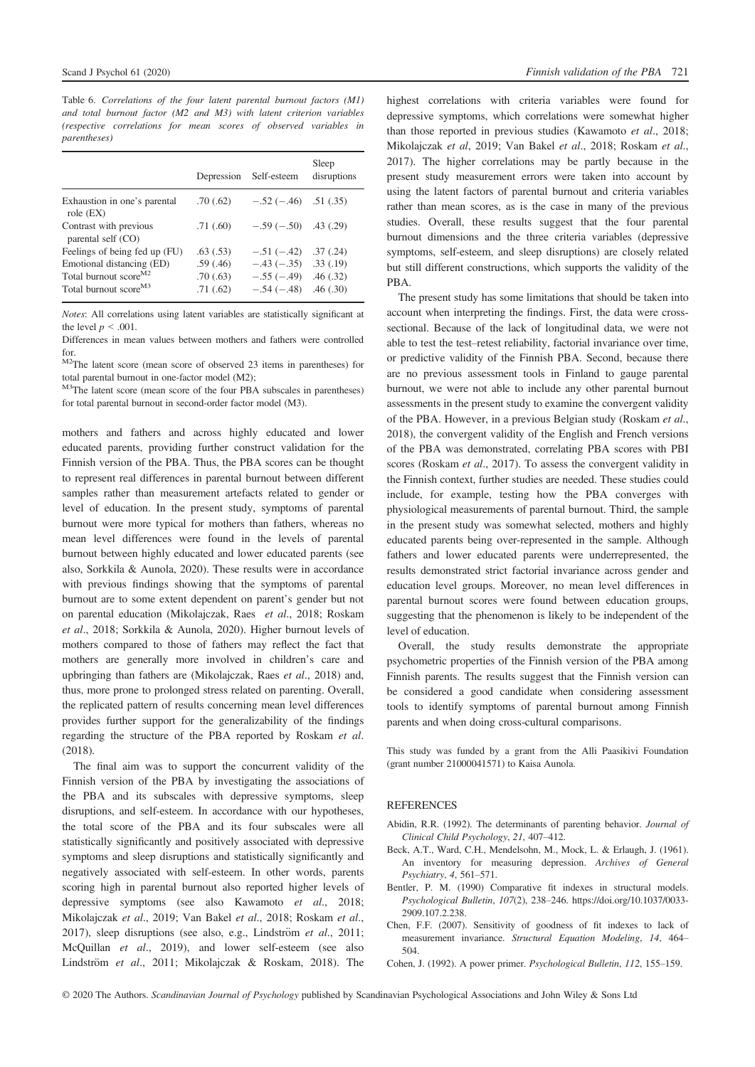Table 6. *Correlations of the four latent parental burnout factors (M1) and total burnout factor (M2 and M3) with latent criterion variables (respective correlations for mean scores of observed variables in parentheses)*

| | Depression | Self-esteem | Sleep disruptions |
|---|---|---|---|
| Exhaustion in one's parental role (EX) | .70 (.62) | −.52 (−.46) | .51 (.35) |
| Contrast with previous parental self (CO) | .71 (.60) | −.59 (−.50) | .43 (.29) |
| Feelings of being fed up (FU) | .63 (.53) | −.51 (−.42) | .37 (.24) |
| Emotional distancing (ED) | .59 (.46) | −.43 (−.35) | .33 (.19) |
| Total burnout score[M2] | .70 (.63) | −.55 (−.49) | .46 (.32) |
| Total burnout score[M3] | .71 (.62) | −.54 (−.48) | .46 (.30) |

*Notes*: All correlations using latent variables are statistically significant at the level $p < .001$.

Differences in mean values between mothers and fathers were controlled for.

[M2]The latent score (mean score of observed 23 items in parentheses) for total parental burnout in one-factor model (M2);

[M3]The latent score (mean score of the four PBA subscales in parentheses) for total parental burnout in second-order factor model (M3).

mothers and fathers and across highly educated and lower educated parents, providing further construct validation for the Finnish version of the PBA. Thus, the PBA scores can be thought to represent real differences in parental burnout between different samples rather than measurement artefacts related to gender or level of education. In the present study, symptoms of parental burnout were more typical for mothers than fathers, whereas no mean level differences were found in the levels of parental burnout between highly educated and lower educated parents (see also, Sorkkila & Aunola, 2020). These results were in accordance with previous findings showing that the symptoms of parental burnout are to some extent dependent on parent's gender but not on parental education (Mikolajczak, Raes *et al*., 2018; Roskam *et al*., 2018; Sorkkila & Aunola, 2020). Higher burnout levels of mothers compared to those of fathers may reflect the fact that mothers are generally more involved in children's care and upbringing than fathers are (Mikolajczak, Raes *et al*., 2018) and, thus, more prone to prolonged stress related on parenting. Overall, the replicated pattern of results concerning mean level differences provides further support for the generalizability of the findings regarding the structure of the PBA reported by Roskam *et al*. (2018).

The final aim was to support the concurrent validity of the Finnish version of the PBA by investigating the associations of the PBA and its subscales with depressive symptoms, sleep disruptions, and self-esteem. In accordance with our hypotheses, the total score of the PBA and its four subscales were all statistically significantly and positively associated with depressive symptoms and sleep disruptions and statistically significantly and negatively associated with self-esteem. In other words, parents scoring high in parental burnout also reported higher levels of depressive symptoms (see also Kawamoto *et al*., 2018; Mikolajczak *et al*., 2019; Van Bakel *et al*., 2018; Roskam *et al*., 2017), sleep disruptions (see also, e.g., Lindström *et al*., 2011; McQuillan *et al*., 2019), and lower self-esteem (see also Lindström *et al*., 2011; Mikolajczak & Roskam, 2018). The highest correlations with criteria variables were found for depressive symptoms, which correlations were somewhat higher than those reported in previous studies (Kawamoto *et al*., 2018; Mikolajczak *et al*, 2019; Van Bakel *et al*., 2018; Roskam *et al*., 2017). The higher correlations may be partly because in the present study measurement errors were taken into account by using the latent factors of parental burnout and criteria variables rather than mean scores, as is the case in many of the previous studies. Overall, these results suggest that the four parental burnout dimensions and the three criteria variables (depressive symptoms, self-esteem, and sleep disruptions) are closely related but still different constructions, which supports the validity of the PBA.

The present study has some limitations that should be taken into account when interpreting the findings. First, the data were cross-sectional. Because of the lack of longitudinal data, we were not able to test the test–retest reliability, factorial invariance over time, or predictive validity of the Finnish PBA. Second, because there are no previous assessment tools in Finland to gauge parental burnout, we were not able to include any other parental burnout assessments in the present study to examine the convergent validity of the PBA. However, in a previous Belgian study (Roskam *et al*., 2018), the convergent validity of the English and French versions of the PBA was demonstrated, correlating PBA scores with PBI scores (Roskam *et al*., 2017). To assess the convergent validity in the Finnish context, further studies are needed. These studies could include, for example, testing how the PBA converges with physiological measurements of parental burnout. Third, the sample in the present study was somewhat selected, mothers and highly educated parents being over-represented in the sample. Although fathers and lower educated parents were underrepresented, the results demonstrated strict factorial invariance across gender and education level groups. Moreover, no mean level differences in parental burnout scores were found between education groups, suggesting that the phenomenon is likely to be independent of the level of education.

Overall, the study results demonstrate the appropriate psychometric properties of the Finnish version of the PBA among Finnish parents. The results suggest that the Finnish version can be considered a good candidate when considering assessment tools to identify symptoms of parental burnout among Finnish parents and when doing cross-cultural comparisons.

This study was funded by a grant from the Alli Paasikivi Foundation (grant number 21000041571) to Kaisa Aunola.

## REFERENCES

Abidin, R.R. (1992). The determinants of parenting behavior. *Journal of Clinical Child Psychology*, *21*, 407–412.

Beck, A.T., Ward, C.H., Mendelsohn, M., Mock, L. & Erlaugh, J. (1961). An inventory for measuring depression. *Archives of General Psychiatry*, *4*, 561–571.

Bentler, P. M. (1990) Comparative fit indexes in structural models. *Psychological Bulletin*, *107*(2), 238–246. https://doi.org/10.1037/0033-2909.107.2.238.

Chen, F.F. (2007). Sensitivity of goodness of fit indexes to lack of measurement invariance. *Structural Equation Modeling*, *14*, 464–504.

Cohen, J. (1992). A power primer. *Psychological Bulletin*, *112*, 155–159.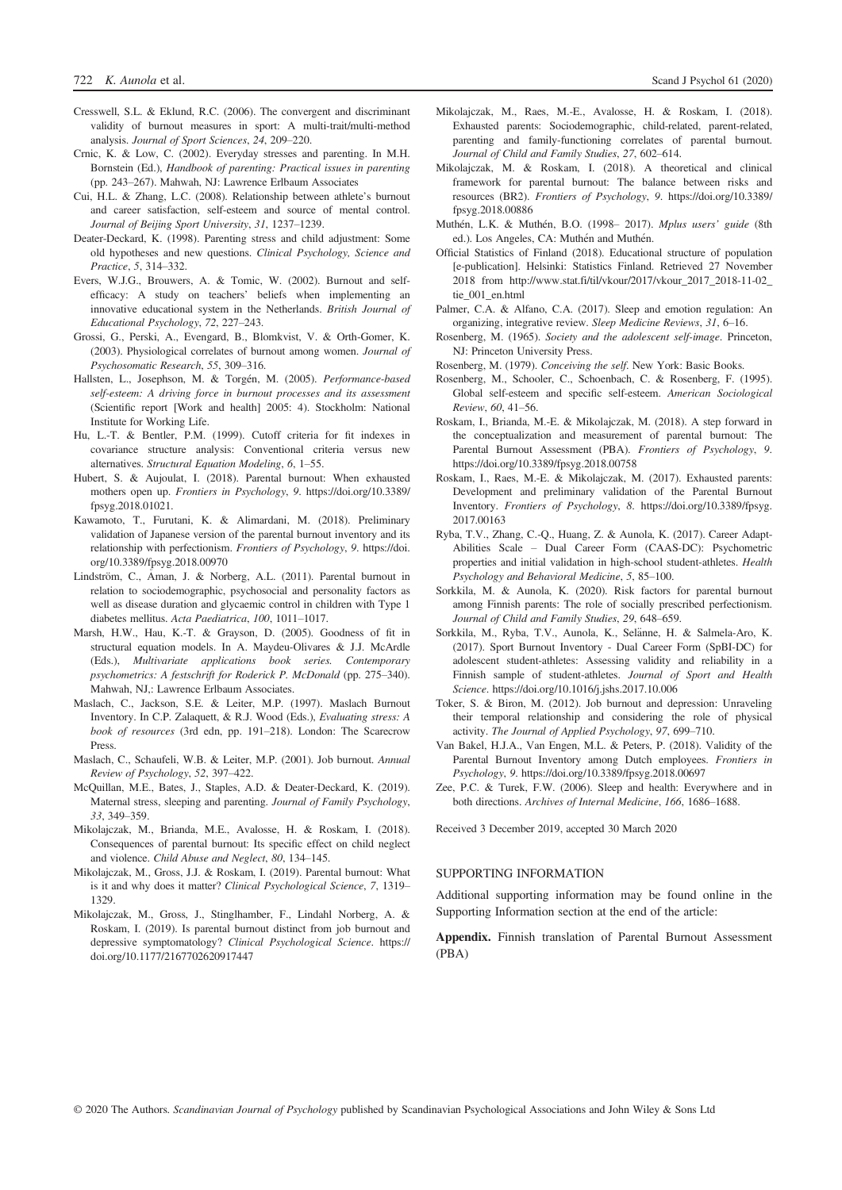Cresswell, S.L. & Eklund, R.C. (2006). The convergent and discriminant validity of burnout measures in sport: A multi-trait/multi-method analysis. *Journal of Sport Sciences*, *24*, 209–220.

Crnic, K. & Low, C. (2002). Everyday stresses and parenting. In M.H. Bornstein (Ed.), *Handbook of parenting: Practical issues in parenting* (pp. 243–267). Mahwah, NJ: Lawrence Erlbaum Associates

Cui, H.L. & Zhang, L.C. (2008). Relationship between athlete's burnout and career satisfaction, self-esteem and source of mental control. *Journal of Beijing Sport University*, *31*, 1237–1239.

Deater-Deckard, K. (1998). Parenting stress and child adjustment: Some old hypotheses and new questions. *Clinical Psychology, Science and Practice*, *5*, 314–332.

Evers, W.J.G., Brouwers, A. & Tomic, W. (2002). Burnout and self-efficacy: A study on teachers' beliefs when implementing an innovative educational system in the Netherlands. *British Journal of Educational Psychology*, *72*, 227–243.

Grossi, G., Perski, A., Evengard, B., Blomkvist, V. & Orth-Gomer, K. (2003). Physiological correlates of burnout among women. *Journal of Psychosomatic Research*, *55*, 309–316.

Hallsten, L., Josephson, M. & Torgén, M. (2005). *Performance-based self-esteem: A driving force in burnout processes and its assessment* (Scientific report [Work and health] 2005: 4). Stockholm: National Institute for Working Life.

Hu, L.-T. & Bentler, P.M. (1999). Cutoff criteria for fit indexes in covariance structure analysis: Conventional criteria versus new alternatives. *Structural Equation Modeling*, *6*, 1–55.

Hubert, S. & Aujoulat, I. (2018). Parental burnout: When exhausted mothers open up. *Frontiers in Psychology*, *9*. https://doi.org/10.3389/fpsyg.2018.01021.

Kawamoto, T., Furutani, K. & Alimardani, M. (2018). Preliminary validation of Japanese version of the parental burnout inventory and its relationship with perfectionism. *Frontiers of Psychology*, *9*. https://doi.org/10.3389/fpsyg.2018.00970

Lindström, C., Åman, J. & Norberg, A.L. (2011). Parental burnout in relation to sociodemographic, psychosocial and personality factors as well as disease duration and glycaemic control in children with Type 1 diabetes mellitus. *Acta Paediatrica*, *100*, 1011–1017.

Marsh, H.W., Hau, K.-T. & Grayson, D. (2005). Goodness of fit in structural equation models. In A. Maydeu-Olivares & J.J. McArdle (Eds.), *Multivariate applications book series. Contemporary psychometrics: A festschrift for Roderick P. McDonald* (pp. 275–340). Mahwah, NJ,: Lawrence Erlbaum Associates.

Maslach, C., Jackson, S.E. & Leiter, M.P. (1997). Maslach Burnout Inventory. In C.P. Zalaquett, & R.J. Wood (Eds.), *Evaluating stress: A book of resources* (3rd edn, pp. 191–218). London: The Scarecrow Press.

Maslach, C., Schaufeli, W.B. & Leiter, M.P. (2001). Job burnout. *Annual Review of Psychology*, *52*, 397–422.

McQuillan, M.E., Bates, J., Staples, A.D. & Deater-Deckard, K. (2019). Maternal stress, sleeping and parenting. *Journal of Family Psychology*, *33*, 349–359.

Mikolajczak, M., Brianda, M.E., Avalosse, H. & Roskam, I. (2018). Consequences of parental burnout: Its specific effect on child neglect and violence. *Child Abuse and Neglect*, *80*, 134–145.

Mikolajczak, M., Gross, J.J. & Roskam, I. (2019). Parental burnout: What is it and why does it matter? *Clinical Psychological Science*, *7*, 1319–1329.

Mikolajczak, M., Gross, J., Stinglhamber, F., Lindahl Norberg, A. & Roskam, I. (2019). Is parental burnout distinct from job burnout and depressive symptomatology? *Clinical Psychological Science*. https://doi.org/10.1177/2167702620917447

Mikolajczak, M., Raes, M.-E., Avalosse, H. & Roskam, I. (2018). Exhausted parents: Sociodemographic, child-related, parent-related, parenting and family-functioning correlates of parental burnout. *Journal of Child and Family Studies*, *27*, 602–614.

Mikolajczak, M. & Roskam, I. (2018). A theoretical and clinical framework for parental burnout: The balance between risks and resources (BR2). *Frontiers of Psychology*, *9*. https://doi.org/10.3389/fpsyg.2018.00886

Muthén, L.K. & Muthén, B.O. (1998– 2017). *Mplus users' guide* (8th ed.). Los Angeles, CA: Muthén and Muthén.

Official Statistics of Finland (2018). Educational structure of population [e-publication]. Helsinki: Statistics Finland. Retrieved 27 November 2018 from http://www.stat.fi/til/vkour/2017/vkour_2017_2018-11-02_tie_001_en.html

Palmer, C.A. & Alfano, C.A. (2017). Sleep and emotion regulation: An organizing, integrative review. *Sleep Medicine Reviews*, *31*, 6–16.

Rosenberg, M. (1965). *Society and the adolescent self-image*. Princeton, NJ: Princeton University Press.

Rosenberg, M. (1979). *Conceiving the self*. New York: Basic Books.

Rosenberg, M., Schooler, C., Schoenbach, C. & Rosenberg, F. (1995). Global self-esteem and specific self-esteem. *American Sociological Review*, *60*, 41–56.

Roskam, I., Brianda, M.-E. & Mikolajczak, M. (2018). A step forward in the conceptualization and measurement of parental burnout: The Parental Burnout Assessment (PBA). *Frontiers of Psychology*, *9*. https://doi.org/10.3389/fpsyg.2018.00758

Roskam, I., Raes, M.-E. & Mikolajczak, M. (2017). Exhausted parents: Development and preliminary validation of the Parental Burnout Inventory. *Frontiers of Psychology*, *8*. https://doi.org/10.3389/fpsyg.2017.00163

Ryba, T.V., Zhang, C.-Q., Huang, Z. & Aunola, K. (2017). Career Adapt-Abilities Scale – Dual Career Form (CAAS-DC): Psychometric properties and initial validation in high-school student-athletes. *Health Psychology and Behavioral Medicine*, *5*, 85–100.

Sorkkila, M. & Aunola, K. (2020). Risk factors for parental burnout among Finnish parents: The role of socially prescribed perfectionism. *Journal of Child and Family Studies*, *29*, 648–659.

Sorkkila, M., Ryba, T.V., Aunola, K., Selänne, H. & Salmela-Aro, K. (2017). Sport Burnout Inventory - Dual Career Form (SpBI-DC) for adolescent student-athletes: Assessing validity and reliability in a Finnish sample of student-athletes. *Journal of Sport and Health Science*. https://doi.org/10.1016/j.jshs.2017.10.006

Toker, S. & Biron, M. (2012). Job burnout and depression: Unraveling their temporal relationship and considering the role of physical activity. *The Journal of Applied Psychology*, *97*, 699–710.

Van Bakel, H.J.A., Van Engen, M.L. & Peters, P. (2018). Validity of the Parental Burnout Inventory among Dutch employees. *Frontiers in Psychology*, *9*. https://doi.org/10.3389/fpsyg.2018.00697

Zee, P.C. & Turek, F.W. (2006). Sleep and health: Everywhere and in both directions. *Archives of Internal Medicine*, *166*, 1686–1688.

Received 3 December 2019, accepted 30 March 2020

## SUPPORTING INFORMATION

Additional supporting information may be found online in the Supporting Information section at the end of the article:

**Appendix.** Finnish translation of Parental Burnout Assessment (PBA)